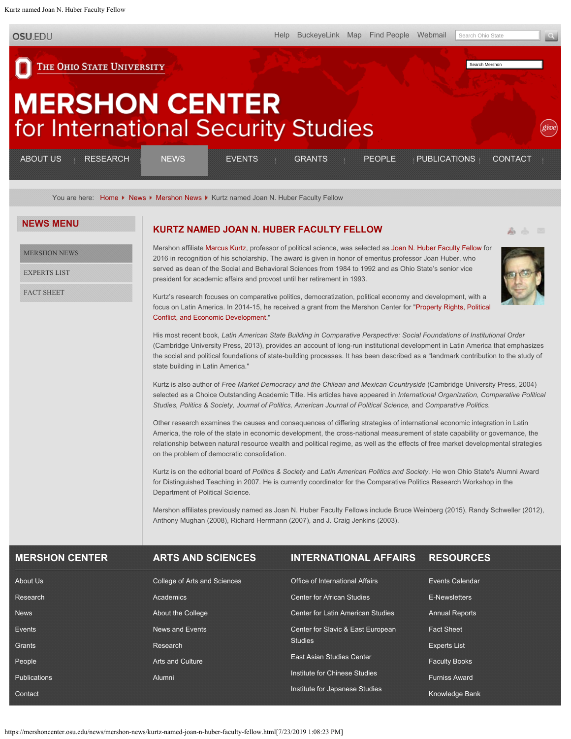OSU.EDU

Help BuckeyeLink Map Find People Webmail

The Ohio State University

# MERSHON CENTER for International Security Studies

ABOUT US | RESEARCH | NEWS | EVENTS | GRANTS | PEOPLE | PUBLICATIONS | CONTACT

You are here: Home ▸ News ▸ Mershon News ▸ Kurtz named Joan N. Huber Faculty Fellow

## NEWS MENU

- MERSHON NEWS
- EXPERTS LIST
- FACT SHEET

## KURTZ NAMED JOAN N. HUBER FACULTY FELLOW

Mershon affiliate Marcus Kurtz, professor of political science, was selected as Joan N. Huber Faculty Fellow for 2016 in recognition of his scholarship. The award is given in honor of emeritus professor Joan Huber, who served as dean of the Social and Behavioral Sciences from 1984 to 1992 and as Ohio State's senior vice president for academic affairs and provost until her retirement in 1993.

Kurtz's research focuses on comparative politics, democratization, political economy and development, with a focus on Latin America. In 2014-15, he received a grant from the Mershon Center for "Property Rights, Political Conflict, and Economic Development."

His most recent book, *Latin American State Building in Comparative Perspective: Social Foundations of Institutional Order* (Cambridge University Press, 2013), provides an account of long-run institutional development in Latin America that emphasizes the social and political foundations of state-building processes. It has been described as a "landmark contribution to the study of state building in Latin America."

Kurtz is also author of *Free Market Democracy and the Chilean and Mexican Countryside* (Cambridge University Press, 2004) selected as a Choice Outstanding Academic Title. His articles have appeared in *International Organization, Comparative Political Studies, Politics & Society, Journal of Politics, American Journal of Political Science,* and *Comparative Politics.*

Other research examines the causes and consequences of differing strategies of international economic integration in Latin America, the role of the state in economic development, the cross-national measurement of state capability or governance, the relationship between natural resource wealth and political regime, as well as the effects of free market developmental strategies on the problem of democratic consolidation.

Kurtz is on the editorial board of *Politics & Society* and *Latin American Politics and Society*. He won Ohio State's Alumni Award for Distinguished Teaching in 2007. He is currently coordinator for the Comparative Politics Research Workshop in the Department of Political Science.

Mershon affiliates previously named as Joan N. Huber Faculty Fellows include Bruce Weinberg (2015), Randy Schweller (2012), Anthony Mughan (2008), Richard Herrmann (2007), and J. Craig Jenkins (2003).

### MERSHON CENTER

- About Us
- Research
- News
- Events
- Grants
- People
- Publications
- Contact

### ARTS AND SCIENCES

- College of Arts and Sciences
- Academics
- About the College
- News and Events
- Research
- Arts and Culture
- Alumni

### INTERNATIONAL AFFAIRS

- Office of International Affairs
- Center for African Studies
- Center for Latin American Studies
- Center for Slavic & East European Studies
- East Asian Studies Center
- Institute for Chinese Studies
- Institute for Japanese Studies

### RESOURCES

- Events Calendar
- E-Newsletters
- Annual Reports
- Fact Sheet
- Experts List
- Faculty Books
- Furniss Award
- Knowledge Bank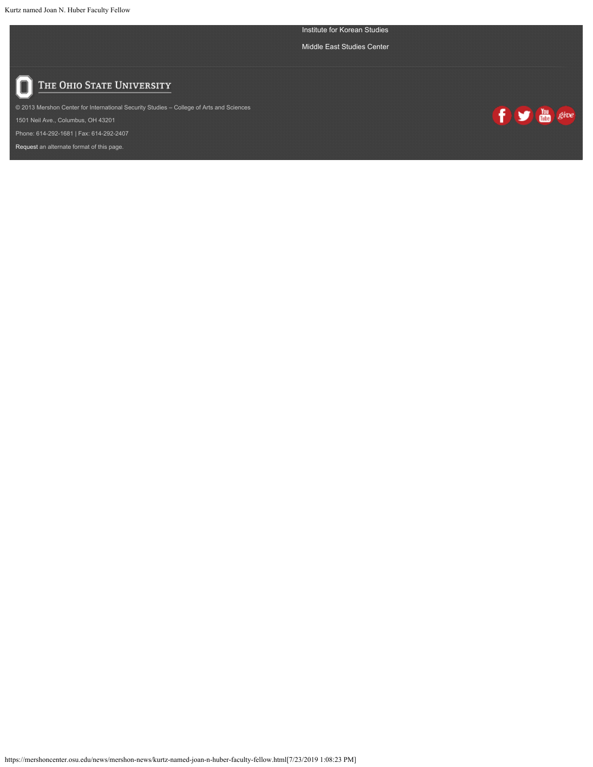Institute for Korean Studies

Middle East Studies Center

THE OHIO STATE UNIVERSITY

© 2013 Mershon Center for International Security Studies – College of Arts and Sciences

1501 Neil Ave., Columbus, OH 43201

Phone: 614-292-1681 | Fax: 614-292-2407

Request an alternate format of this page.